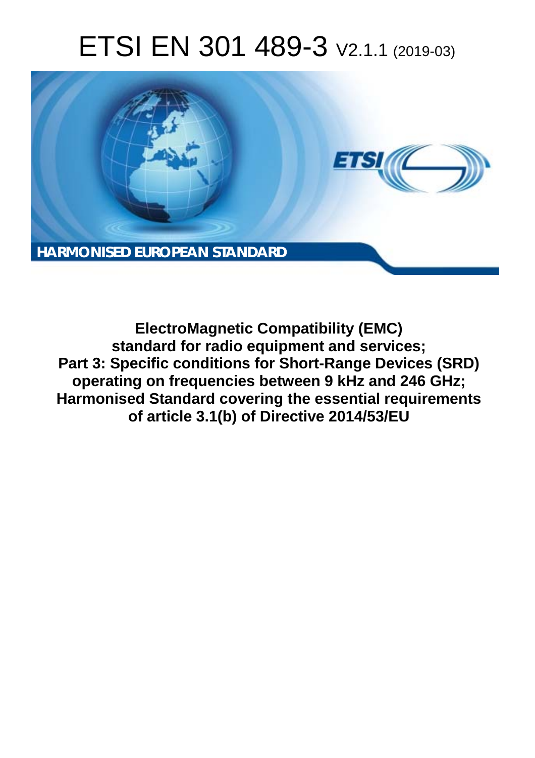# ETSI EN 301 489-3 V2.1.1 (2019-03)

**HARMONISED EUROPEAN STANDARD**

**ElectroMagnetic Compatibility (EMC) standard for radio equipment and services; Part 3: Specific conditions for Short-Range Devices (SRD) operating on frequencies between 9 kHz and 246 GHz; Harmonised Standard covering the essential requirements of article 3.1(b) of Directive 2014/53/EU**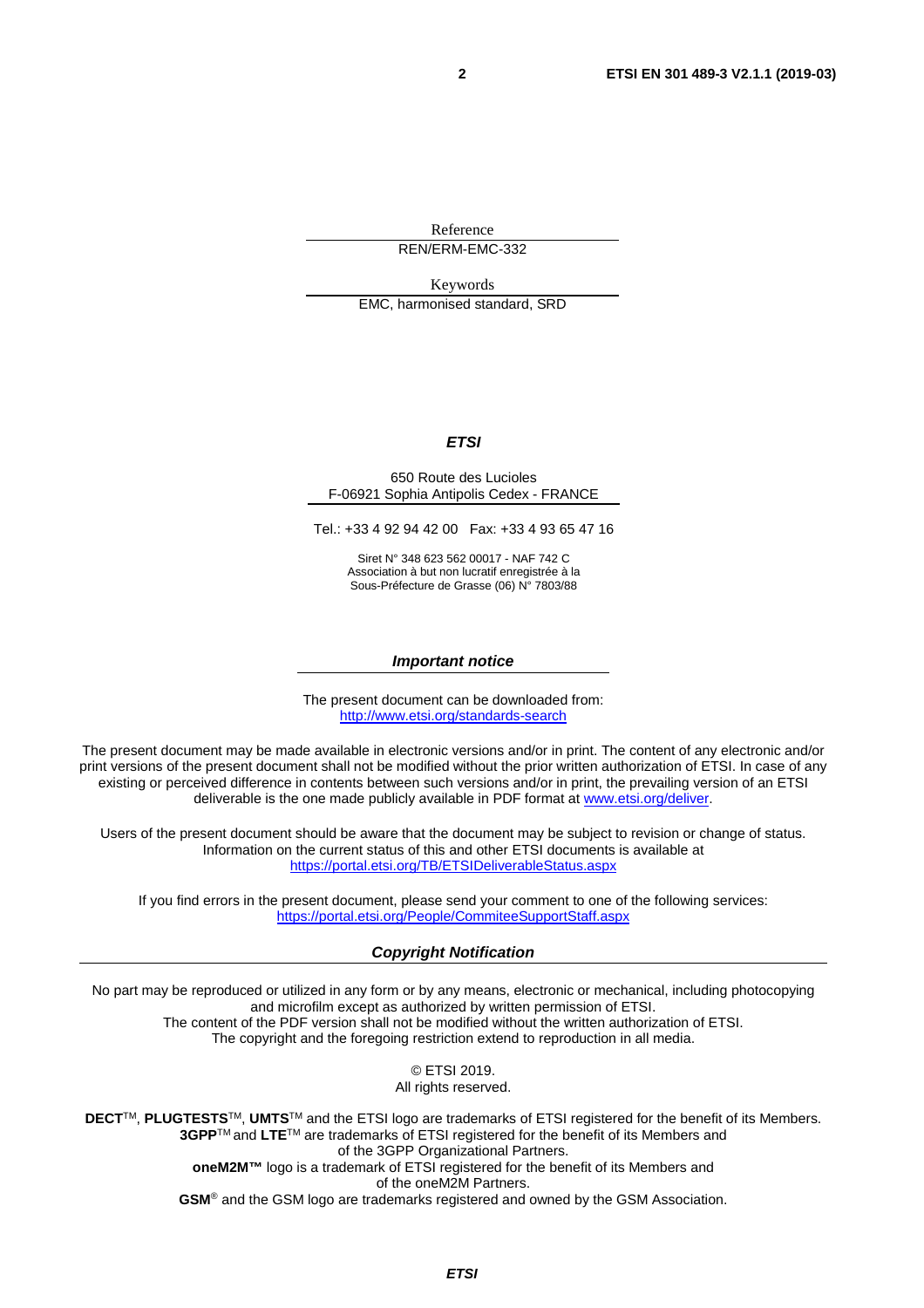Reference

REN/ERM-EMC-332

Keywords

EMC, harmonised standard, SRD

***ETSI***

650 Route des Lucioles
F-06921 Sophia Antipolis Cedex - FRANCE

Tel.: +33 4 92 94 42 00 Fax: +33 4 93 65 47 16

Siret N° 348 623 562 00017 - NAF 742 C
Association à but non lucratif enregistrée à la
Sous-Préfecture de Grasse (06) N° 7803/88

***Important notice***

The present document can be downloaded from:
http://www.etsi.org/standards-search

The present document may be made available in electronic versions and/or in print. The content of any electronic and/or print versions of the present document shall not be modified without the prior written authorization of ETSI. In case of any existing or perceived difference in contents between such versions and/or in print, the prevailing version of an ETSI deliverable is the one made publicly available in PDF format at www.etsi.org/deliver.

Users of the present document should be aware that the document may be subject to revision or change of status. Information on the current status of this and other ETSI documents is available at
https://portal.etsi.org/TB/ETSIDeliverableStatus.aspx

If you find errors in the present document, please send your comment to one of the following services:
https://portal.etsi.org/People/CommiteeSupportStaff.aspx

***Copyright Notification***

No part may be reproduced or utilized in any form or by any means, electronic or mechanical, including photocopying and microfilm except as authorized by written permission of ETSI.
The content of the PDF version shall not be modified without the written authorization of ETSI.
The copyright and the foregoing restriction extend to reproduction in all media.

© ETSI 2019.
All rights reserved.

**DECT**™, **PLUGTESTS**™, **UMTS**™ and the ETSI logo are trademarks of ETSI registered for the benefit of its Members.
**3GPP**™ and **LTE**™ are trademarks of ETSI registered for the benefit of its Members and of the 3GPP Organizational Partners.
**oneM2M™** logo is a trademark of ETSI registered for the benefit of its Members and of the oneM2M Partners.
**GSM**® and the GSM logo are trademarks registered and owned by the GSM Association.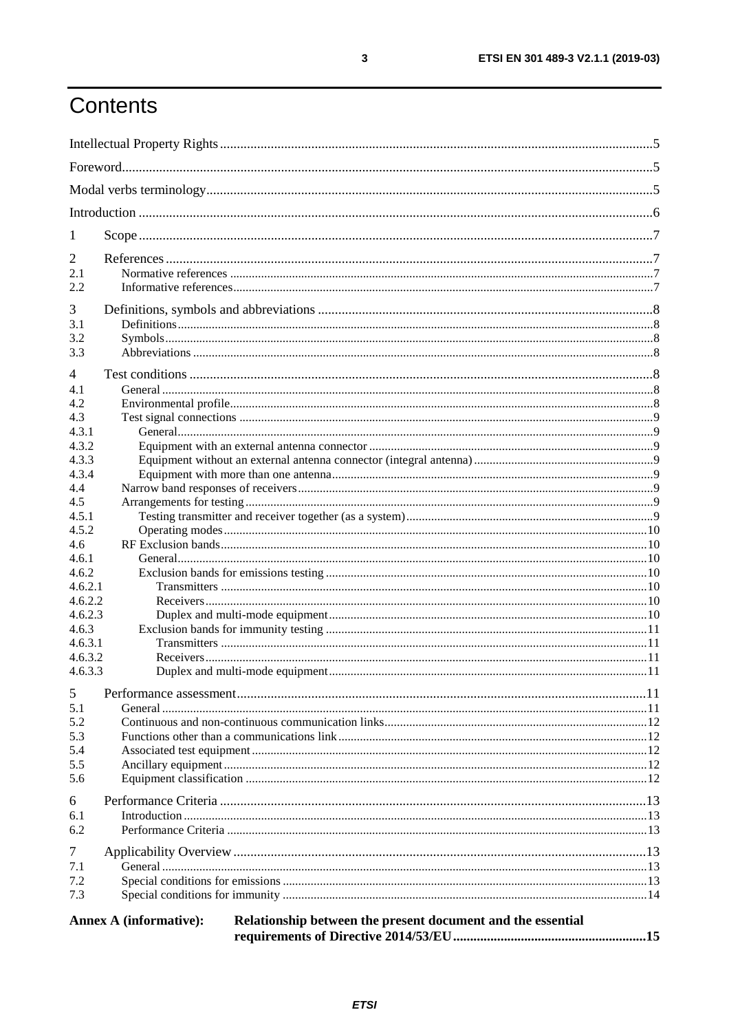# Contents

Intellectual Property Rights ..... 5

Foreword ..... 5

Modal verbs terminology ..... 5

Introduction ..... 6

1 Scope ..... 7

2 References ..... 7
- 2.1 Normative references ..... 7
- 2.2 Informative references ..... 7

3 Definitions, symbols and abbreviations ..... 8
- 3.1 Definitions ..... 8
- 3.2 Symbols ..... 8
- 3.3 Abbreviations ..... 8

4 Test conditions ..... 8
- 4.1 General ..... 8
- 4.2 Environmental profile ..... 8
- 4.3 Test signal connections ..... 9
  - 4.3.1 General ..... 9
  - 4.3.2 Equipment with an external antenna connector ..... 9
  - 4.3.3 Equipment without an external antenna connector (integral antenna) ..... 9
  - 4.3.4 Equipment with more than one antenna ..... 9
- 4.4 Narrow band responses of receivers ..... 9
- 4.5 Arrangements for testing ..... 9
  - 4.5.1 Testing transmitter and receiver together (as a system) ..... 9
  - 4.5.2 Operating modes ..... 10
- 4.6 RF Exclusion bands ..... 10
  - 4.6.1 General ..... 10
  - 4.6.2 Exclusion bands for emissions testing ..... 10
    - 4.6.2.1 Transmitters ..... 10
    - 4.6.2.2 Receivers ..... 10
    - 4.6.2.3 Duplex and multi-mode equipment ..... 10
  - 4.6.3 Exclusion bands for immunity testing ..... 11
    - 4.6.3.1 Transmitters ..... 11
    - 4.6.3.2 Receivers ..... 11
    - 4.6.3.3 Duplex and multi-mode equipment ..... 11

5 Performance assessment ..... 11
- 5.1 General ..... 11
- 5.2 Continuous and non-continuous communication links ..... 12
- 5.3 Functions other than a communications link ..... 12
- 5.4 Associated test equipment ..... 12
- 5.5 Ancillary equipment ..... 12
- 5.6 Equipment classification ..... 12

6 Performance Criteria ..... 13
- 6.1 Introduction ..... 13
- 6.2 Performance Criteria ..... 13

7 Applicability Overview ..... 13
- 7.1 General ..... 13
- 7.2 Special conditions for emissions ..... 13
- 7.3 Special conditions for immunity ..... 14

**Annex A (informative): Relationship between the present document and the essential requirements of Directive 2014/53/EU ..... 15**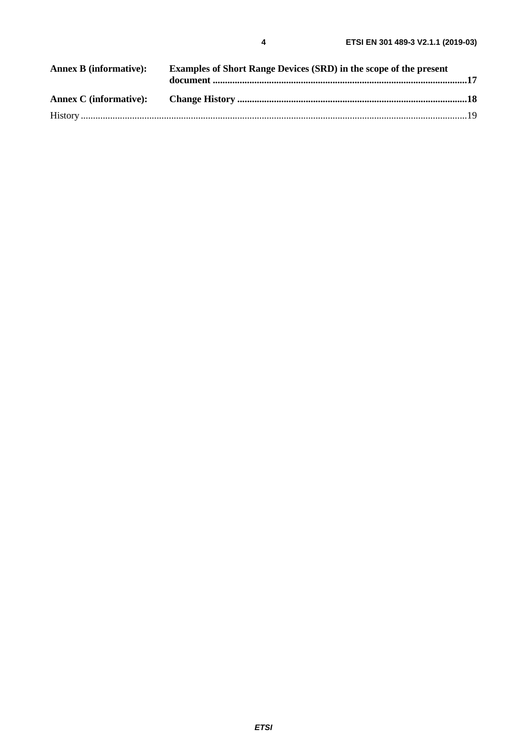**Annex B (informative): Examples of Short Range Devices (SRD) in the scope of the present document** ........................................................................................................ **17**

**Annex C (informative): Change History** .............................................................................................. **18**

History .............................................................................................................................................................. 19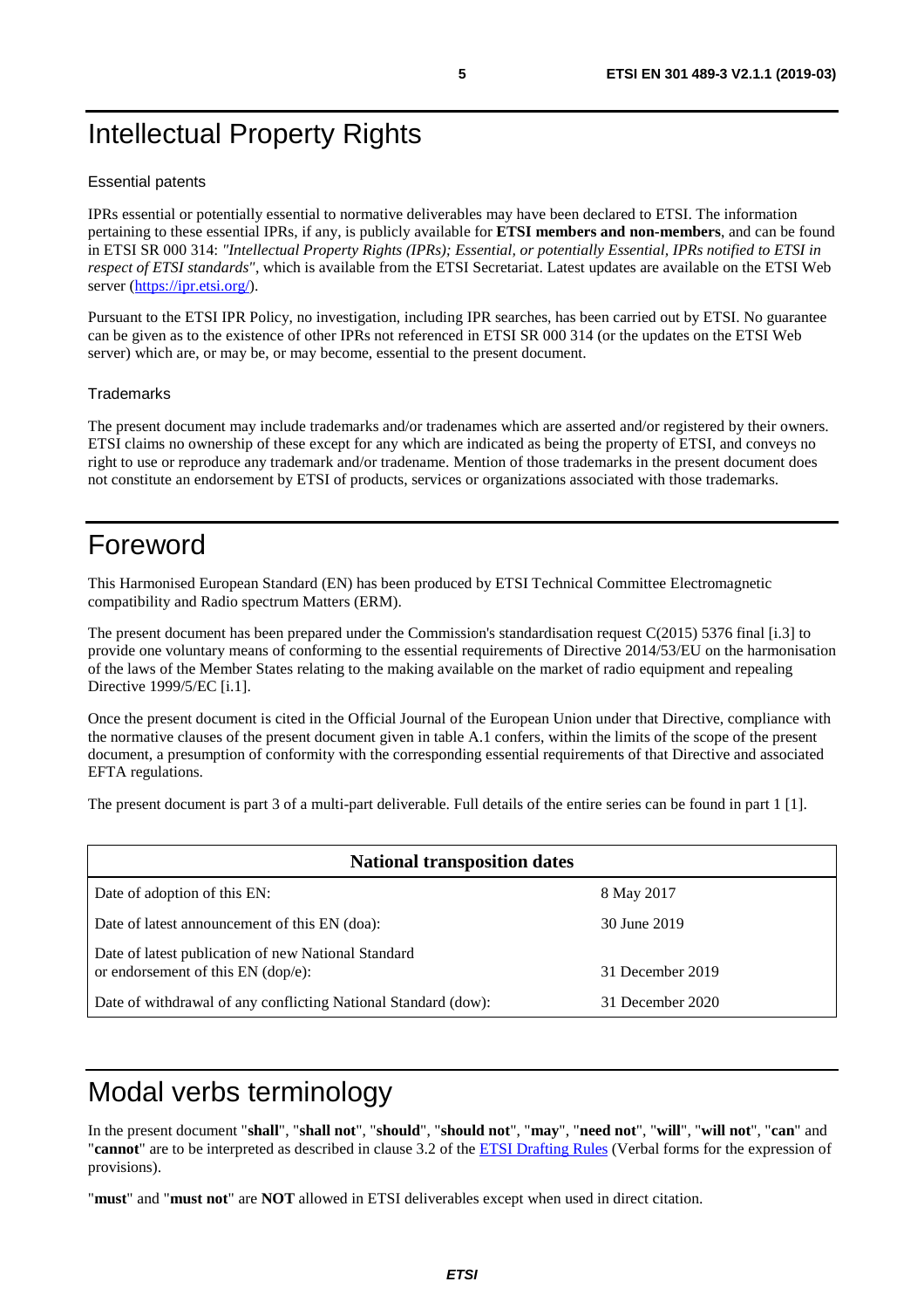# Intellectual Property Rights

## Essential patents

IPRs essential or potentially essential to normative deliverables may have been declared to ETSI. The information pertaining to these essential IPRs, if any, is publicly available for **ETSI members and non-members**, and can be found in ETSI SR 000 314: *"Intellectual Property Rights (IPRs); Essential, or potentially Essential, IPRs notified to ETSI in respect of ETSI standards"*, which is available from the ETSI Secretariat. Latest updates are available on the ETSI Web server (https://ipr.etsi.org/).

Pursuant to the ETSI IPR Policy, no investigation, including IPR searches, has been carried out by ETSI. No guarantee can be given as to the existence of other IPRs not referenced in ETSI SR 000 314 (or the updates on the ETSI Web server) which are, or may be, or may become, essential to the present document.

## Trademarks

The present document may include trademarks and/or tradenames which are asserted and/or registered by their owners. ETSI claims no ownership of these except for any which are indicated as being the property of ETSI, and conveys no right to use or reproduce any trademark and/or tradename. Mention of those trademarks in the present document does not constitute an endorsement by ETSI of products, services or organizations associated with those trademarks.

# Foreword

This Harmonised European Standard (EN) has been produced by ETSI Technical Committee Electromagnetic compatibility and Radio spectrum Matters (ERM).

The present document has been prepared under the Commission's standardisation request C(2015) 5376 final [i.3] to provide one voluntary means of conforming to the essential requirements of Directive 2014/53/EU on the harmonisation of the laws of the Member States relating to the making available on the market of radio equipment and repealing Directive 1999/5/EC [i.1].

Once the present document is cited in the Official Journal of the European Union under that Directive, compliance with the normative clauses of the present document given in table A.1 confers, within the limits of the scope of the present document, a presumption of conformity with the corresponding essential requirements of that Directive and associated EFTA regulations.

The present document is part 3 of a multi-part deliverable. Full details of the entire series can be found in part 1 [1].

| **National transposition dates** | |
|---|---|
| Date of adoption of this EN: | 8 May 2017 |
| Date of latest announcement of this EN (doa): | 30 June 2019 |
| Date of latest publication of new National Standard or endorsement of this EN (dop/e): | 31 December 2019 |
| Date of withdrawal of any conflicting National Standard (dow): | 31 December 2020 |

# Modal verbs terminology

In the present document "**shall**", "**shall not**", "**should**", "**should not**", "**may**", "**need not**", "**will**", "**will not**", "**can**" and "**cannot**" are to be interpreted as described in clause 3.2 of the ETSI Drafting Rules (Verbal forms for the expression of provisions).

"**must**" and "**must not**" are **NOT** allowed in ETSI deliverables except when used in direct citation.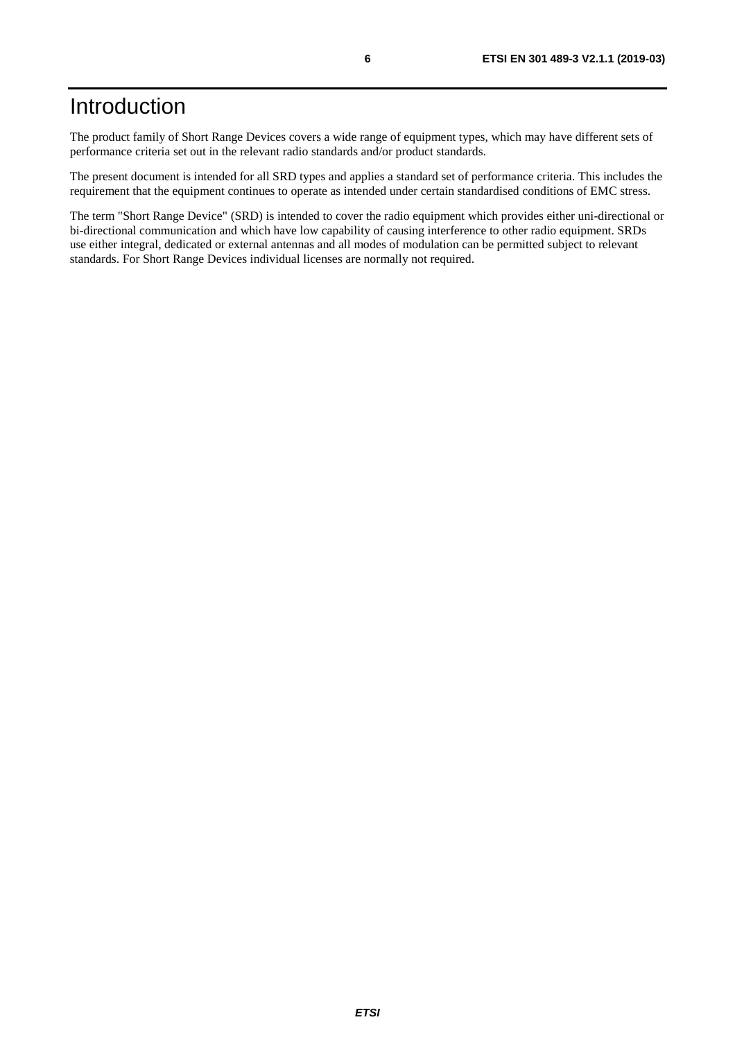# Introduction

The product family of Short Range Devices covers a wide range of equipment types, which may have different sets of performance criteria set out in the relevant radio standards and/or product standards.

The present document is intended for all SRD types and applies a standard set of performance criteria. This includes the requirement that the equipment continues to operate as intended under certain standardised conditions of EMC stress.

The term "Short Range Device" (SRD) is intended to cover the radio equipment which provides either uni-directional or bi-directional communication and which have low capability of causing interference to other radio equipment. SRDs use either integral, dedicated or external antennas and all modes of modulation can be permitted subject to relevant standards. For Short Range Devices individual licenses are normally not required.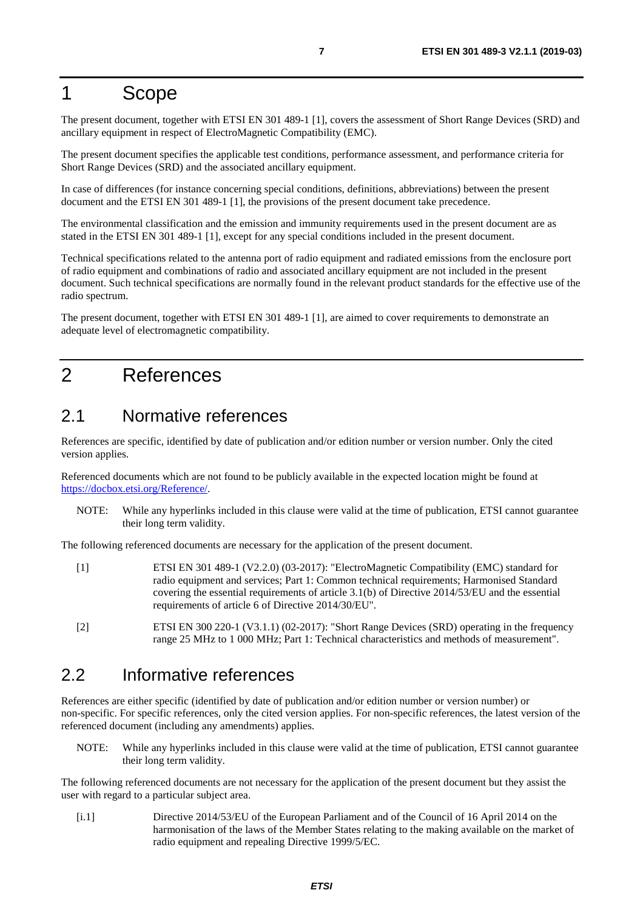# 1 Scope

The present document, together with ETSI EN 301 489-1 [1], covers the assessment of Short Range Devices (SRD) and ancillary equipment in respect of ElectroMagnetic Compatibility (EMC).

The present document specifies the applicable test conditions, performance assessment, and performance criteria for Short Range Devices (SRD) and the associated ancillary equipment.

In case of differences (for instance concerning special conditions, definitions, abbreviations) between the present document and the ETSI EN 301 489-1 [1], the provisions of the present document take precedence.

The environmental classification and the emission and immunity requirements used in the present document are as stated in the ETSI EN 301 489-1 [1], except for any special conditions included in the present document.

Technical specifications related to the antenna port of radio equipment and radiated emissions from the enclosure port of radio equipment and combinations of radio and associated ancillary equipment are not included in the present document. Such technical specifications are normally found in the relevant product standards for the effective use of the radio spectrum.

The present document, together with ETSI EN 301 489-1 [1], are aimed to cover requirements to demonstrate an adequate level of electromagnetic compatibility.

# 2 References

## 2.1 Normative references

References are specific, identified by date of publication and/or edition number or version number. Only the cited version applies.

Referenced documents which are not found to be publicly available in the expected location might be found at https://docbox.etsi.org/Reference/.

NOTE: While any hyperlinks included in this clause were valid at the time of publication, ETSI cannot guarantee their long term validity.

The following referenced documents are necessary for the application of the present document.

[1] ETSI EN 301 489-1 (V2.2.0) (03-2017): "ElectroMagnetic Compatibility (EMC) standard for radio equipment and services; Part 1: Common technical requirements; Harmonised Standard covering the essential requirements of article 3.1(b) of Directive 2014/53/EU and the essential requirements of article 6 of Directive 2014/30/EU".

[2] ETSI EN 300 220-1 (V3.1.1) (02-2017): "Short Range Devices (SRD) operating in the frequency range 25 MHz to 1 000 MHz; Part 1: Technical characteristics and methods of measurement".

## 2.2 Informative references

References are either specific (identified by date of publication and/or edition number or version number) or non-specific. For specific references, only the cited version applies. For non-specific references, the latest version of the referenced document (including any amendments) applies.

NOTE: While any hyperlinks included in this clause were valid at the time of publication, ETSI cannot guarantee their long term validity.

The following referenced documents are not necessary for the application of the present document but they assist the user with regard to a particular subject area.

[i.1] Directive 2014/53/EU of the European Parliament and of the Council of 16 April 2014 on the harmonisation of the laws of the Member States relating to the making available on the market of radio equipment and repealing Directive 1999/5/EC.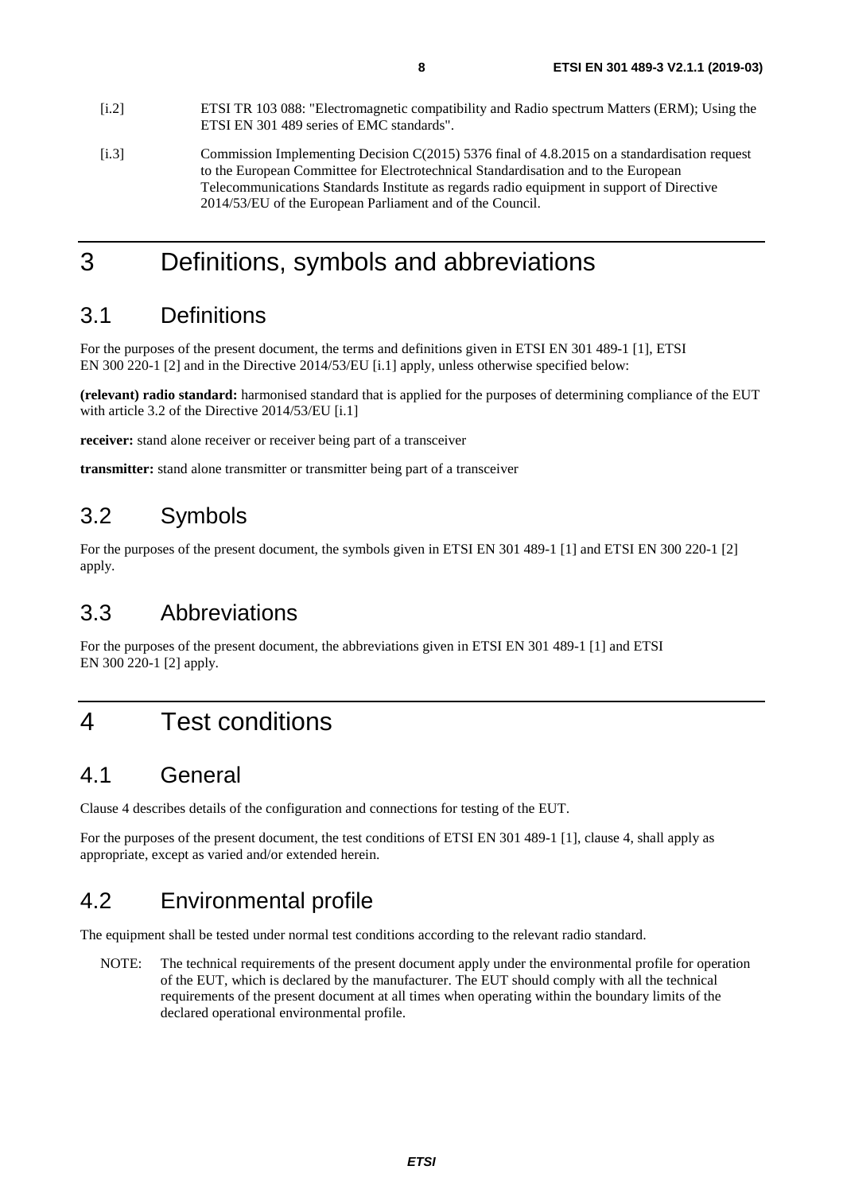[i.2] ETSI TR 103 088: "Electromagnetic compatibility and Radio spectrum Matters (ERM); Using the ETSI EN 301 489 series of EMC standards".

[i.3] Commission Implementing Decision C(2015) 5376 final of 4.8.2015 on a standardisation request to the European Committee for Electrotechnical Standardisation and to the European Telecommunications Standards Institute as regards radio equipment in support of Directive 2014/53/EU of the European Parliament and of the Council.

# 3 Definitions, symbols and abbreviations

## 3.1 Definitions

For the purposes of the present document, the terms and definitions given in ETSI EN 301 489-1 [1], ETSI EN 300 220-1 [2] and in the Directive 2014/53/EU [i.1] apply, unless otherwise specified below:

**(relevant) radio standard:** harmonised standard that is applied for the purposes of determining compliance of the EUT with article 3.2 of the Directive 2014/53/EU [i.1]

**receiver:** stand alone receiver or receiver being part of a transceiver

**transmitter:** stand alone transmitter or transmitter being part of a transceiver

## 3.2 Symbols

For the purposes of the present document, the symbols given in ETSI EN 301 489-1 [1] and ETSI EN 300 220-1 [2] apply.

## 3.3 Abbreviations

For the purposes of the present document, the abbreviations given in ETSI EN 301 489-1 [1] and ETSI EN 300 220-1 [2] apply.

# 4 Test conditions

## 4.1 General

Clause 4 describes details of the configuration and connections for testing of the EUT.

For the purposes of the present document, the test conditions of ETSI EN 301 489-1 [1], clause 4, shall apply as appropriate, except as varied and/or extended herein.

## 4.2 Environmental profile

The equipment shall be tested under normal test conditions according to the relevant radio standard.

NOTE: The technical requirements of the present document apply under the environmental profile for operation of the EUT, which is declared by the manufacturer. The EUT should comply with all the technical requirements of the present document at all times when operating within the boundary limits of the declared operational environmental profile.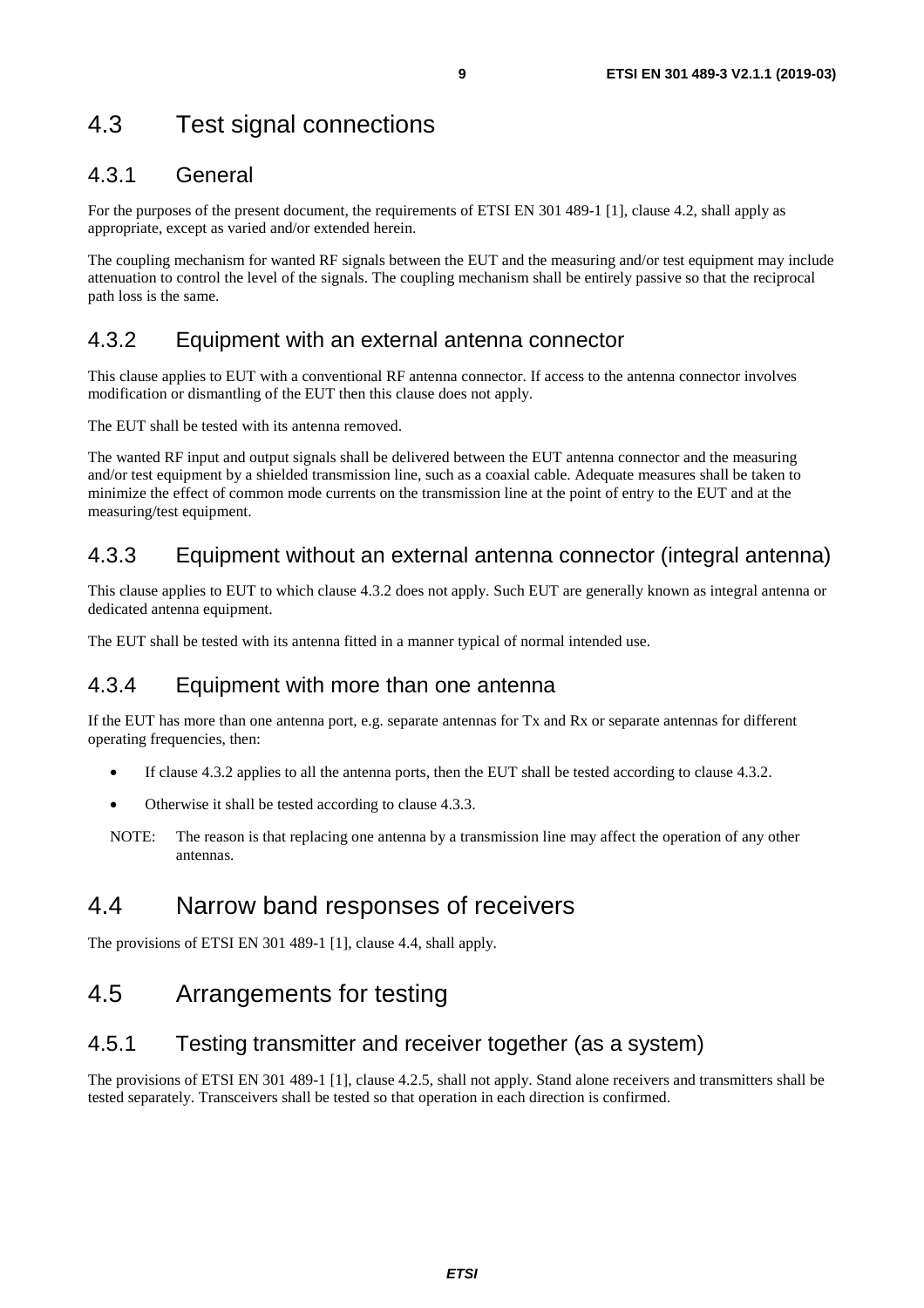## 4.3 Test signal connections

### 4.3.1 General

For the purposes of the present document, the requirements of ETSI EN 301 489-1 [1], clause 4.2, shall apply as appropriate, except as varied and/or extended herein.

The coupling mechanism for wanted RF signals between the EUT and the measuring and/or test equipment may include attenuation to control the level of the signals. The coupling mechanism shall be entirely passive so that the reciprocal path loss is the same.

### 4.3.2 Equipment with an external antenna connector

This clause applies to EUT with a conventional RF antenna connector. If access to the antenna connector involves modification or dismantling of the EUT then this clause does not apply.

The EUT shall be tested with its antenna removed.

The wanted RF input and output signals shall be delivered between the EUT antenna connector and the measuring and/or test equipment by a shielded transmission line, such as a coaxial cable. Adequate measures shall be taken to minimize the effect of common mode currents on the transmission line at the point of entry to the EUT and at the measuring/test equipment.

### 4.3.3 Equipment without an external antenna connector (integral antenna)

This clause applies to EUT to which clause 4.3.2 does not apply. Such EUT are generally known as integral antenna or dedicated antenna equipment.

The EUT shall be tested with its antenna fitted in a manner typical of normal intended use.

### 4.3.4 Equipment with more than one antenna

If the EUT has more than one antenna port, e.g. separate antennas for Tx and Rx or separate antennas for different operating frequencies, then:

- If clause 4.3.2 applies to all the antenna ports, then the EUT shall be tested according to clause 4.3.2.
- Otherwise it shall be tested according to clause 4.3.3.

NOTE: The reason is that replacing one antenna by a transmission line may affect the operation of any other antennas.

## 4.4 Narrow band responses of receivers

The provisions of ETSI EN 301 489-1 [1], clause 4.4, shall apply.

## 4.5 Arrangements for testing

### 4.5.1 Testing transmitter and receiver together (as a system)

The provisions of ETSI EN 301 489-1 [1], clause 4.2.5, shall not apply. Stand alone receivers and transmitters shall be tested separately. Transceivers shall be tested so that operation in each direction is confirmed.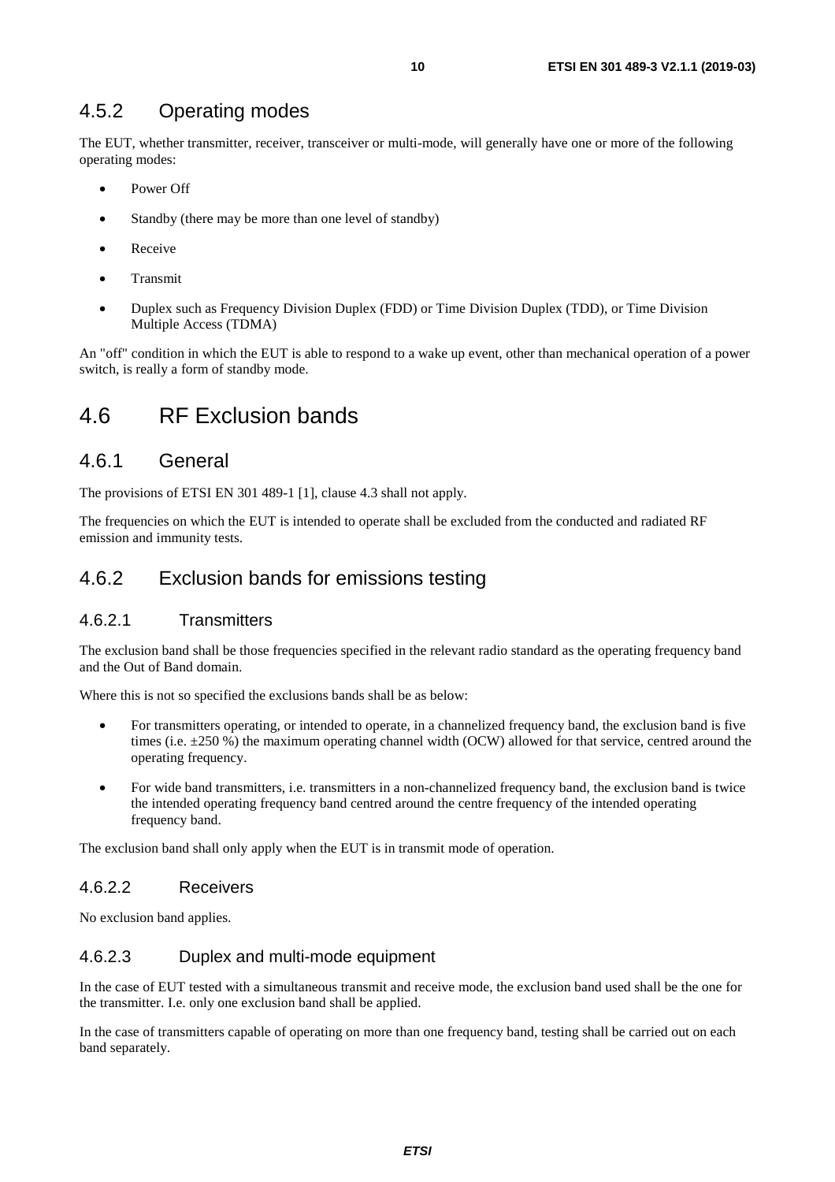### 4.5.2 Operating modes

The EUT, whether transmitter, receiver, transceiver or multi-mode, will generally have one or more of the following operating modes:

- Power Off
- Standby (there may be more than one level of standby)
- Receive
- Transmit
- Duplex such as Frequency Division Duplex (FDD) or Time Division Duplex (TDD), or Time Division Multiple Access (TDMA)

An "off" condition in which the EUT is able to respond to a wake up event, other than mechanical operation of a power switch, is really a form of standby mode.

## 4.6 RF Exclusion bands

### 4.6.1 General

The provisions of ETSI EN 301 489-1 [1], clause 4.3 shall not apply.

The frequencies on which the EUT is intended to operate shall be excluded from the conducted and radiated RF emission and immunity tests.

### 4.6.2 Exclusion bands for emissions testing

#### 4.6.2.1 Transmitters

The exclusion band shall be those frequencies specified in the relevant radio standard as the operating frequency band and the Out of Band domain.

Where this is not so specified the exclusions bands shall be as below:

- For transmitters operating, or intended to operate, in a channelized frequency band, the exclusion band is five times (i.e. ±250 %) the maximum operating channel width (OCW) allowed for that service, centred around the operating frequency.
- For wide band transmitters, i.e. transmitters in a non-channelized frequency band, the exclusion band is twice the intended operating frequency band centred around the centre frequency of the intended operating frequency band.

The exclusion band shall only apply when the EUT is in transmit mode of operation.

#### 4.6.2.2 Receivers

No exclusion band applies.

#### 4.6.2.3 Duplex and multi-mode equipment

In the case of EUT tested with a simultaneous transmit and receive mode, the exclusion band used shall be the one for the transmitter. I.e. only one exclusion band shall be applied.

In the case of transmitters capable of operating on more than one frequency band, testing shall be carried out on each band separately.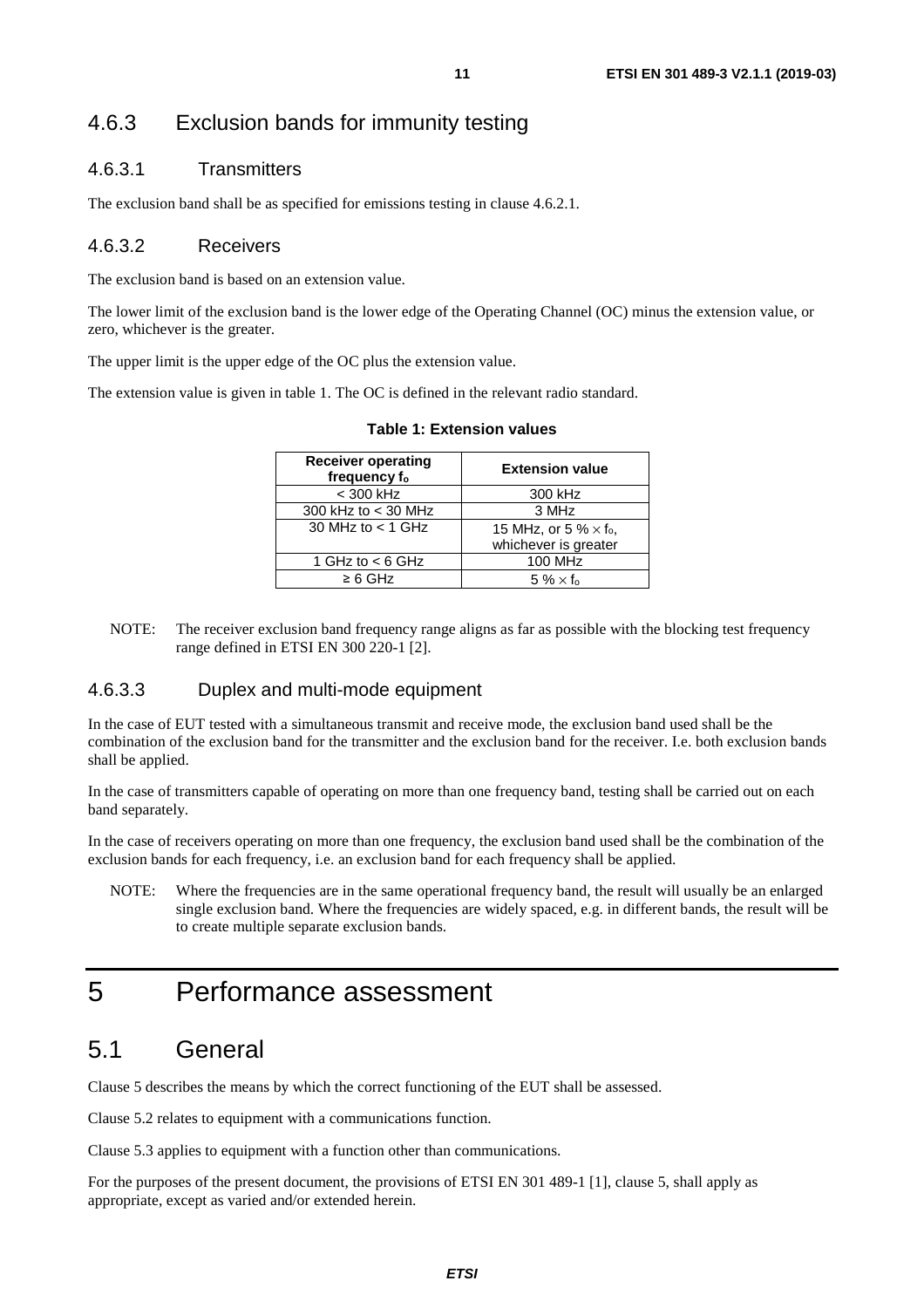### 4.6.3 Exclusion bands for immunity testing

#### 4.6.3.1 Transmitters

The exclusion band shall be as specified for emissions testing in clause 4.6.2.1.

#### 4.6.3.2 Receivers

The exclusion band is based on an extension value.

The lower limit of the exclusion band is the lower edge of the Operating Channel (OC) minus the extension value, or zero, whichever is the greater.

The upper limit is the upper edge of the OC plus the extension value.

The extension value is given in table 1. The OC is defined in the relevant radio standard.

**Table 1: Extension values**

| Receiver operating frequency $f_o$ | Extension value |
|---|---|
| < 300 kHz | 300 kHz |
| 300 kHz to < 30 MHz | 3 MHz |
| 30 MHz to < 1 GHz | 15 MHz, or 5 % $\times$ $f_o$, whichever is greater |
| 1 GHz to < 6 GHz | 100 MHz |
| ≥ 6 GHz | 5 % $\times$ $f_o$ |

NOTE: The receiver exclusion band frequency range aligns as far as possible with the blocking test frequency range defined in ETSI EN 300 220-1 [2].

#### 4.6.3.3 Duplex and multi-mode equipment

In the case of EUT tested with a simultaneous transmit and receive mode, the exclusion band used shall be the combination of the exclusion band for the transmitter and the exclusion band for the receiver. I.e. both exclusion bands shall be applied.

In the case of transmitters capable of operating on more than one frequency band, testing shall be carried out on each band separately.

In the case of receivers operating on more than one frequency, the exclusion band used shall be the combination of the exclusion bands for each frequency, i.e. an exclusion band for each frequency shall be applied.

NOTE: Where the frequencies are in the same operational frequency band, the result will usually be an enlarged single exclusion band. Where the frequencies are widely spaced, e.g. in different bands, the result will be to create multiple separate exclusion bands.

# 5 Performance assessment

## 5.1 General

Clause 5 describes the means by which the correct functioning of the EUT shall be assessed.

Clause 5.2 relates to equipment with a communications function.

Clause 5.3 applies to equipment with a function other than communications.

For the purposes of the present document, the provisions of ETSI EN 301 489-1 [1], clause 5, shall apply as appropriate, except as varied and/or extended herein.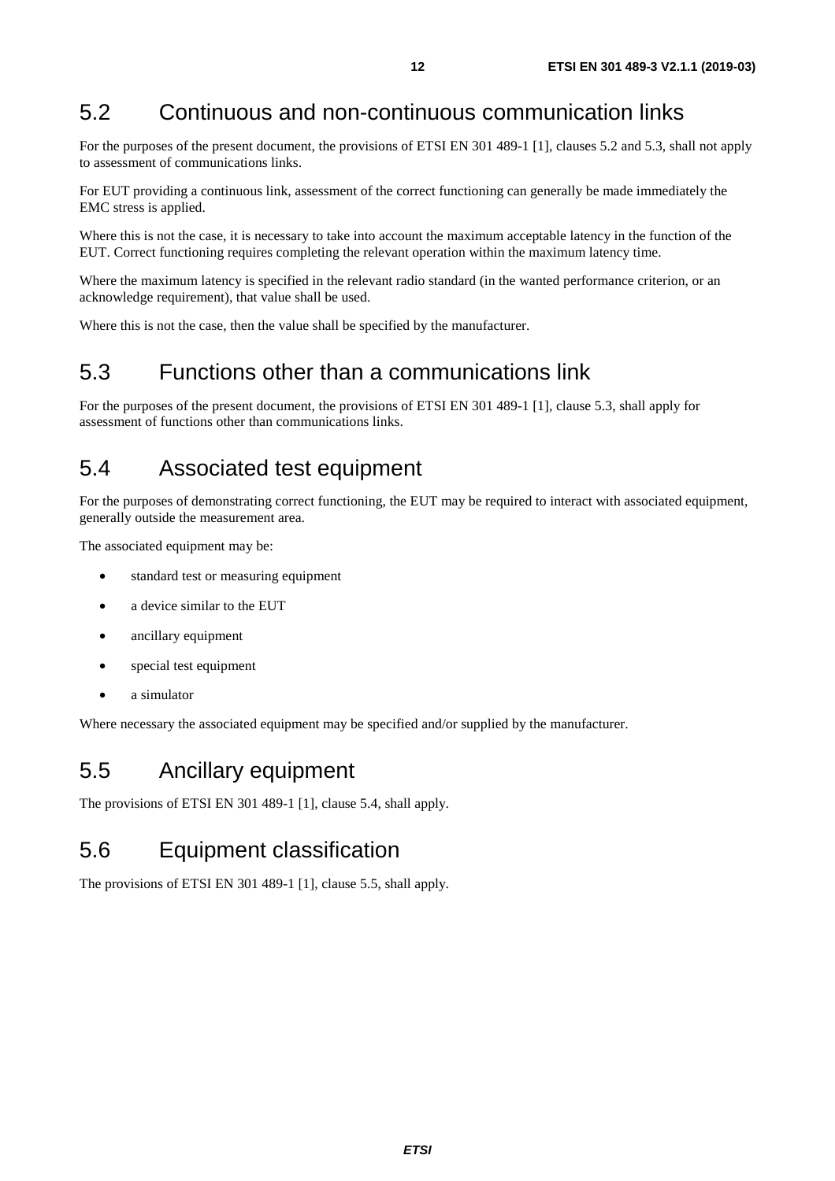## 5.2 Continuous and non-continuous communication links

For the purposes of the present document, the provisions of ETSI EN 301 489-1 [1], clauses 5.2 and 5.3, shall not apply to assessment of communications links.

For EUT providing a continuous link, assessment of the correct functioning can generally be made immediately the EMC stress is applied.

Where this is not the case, it is necessary to take into account the maximum acceptable latency in the function of the EUT. Correct functioning requires completing the relevant operation within the maximum latency time.

Where the maximum latency is specified in the relevant radio standard (in the wanted performance criterion, or an acknowledge requirement), that value shall be used.

Where this is not the case, then the value shall be specified by the manufacturer.

## 5.3 Functions other than a communications link

For the purposes of the present document, the provisions of ETSI EN 301 489-1 [1], clause 5.3, shall apply for assessment of functions other than communications links.

## 5.4 Associated test equipment

For the purposes of demonstrating correct functioning, the EUT may be required to interact with associated equipment, generally outside the measurement area.

The associated equipment may be:

- standard test or measuring equipment
- a device similar to the EUT
- ancillary equipment
- special test equipment
- a simulator

Where necessary the associated equipment may be specified and/or supplied by the manufacturer.

## 5.5 Ancillary equipment

The provisions of ETSI EN 301 489-1 [1], clause 5.4, shall apply.

## 5.6 Equipment classification

The provisions of ETSI EN 301 489-1 [1], clause 5.5, shall apply.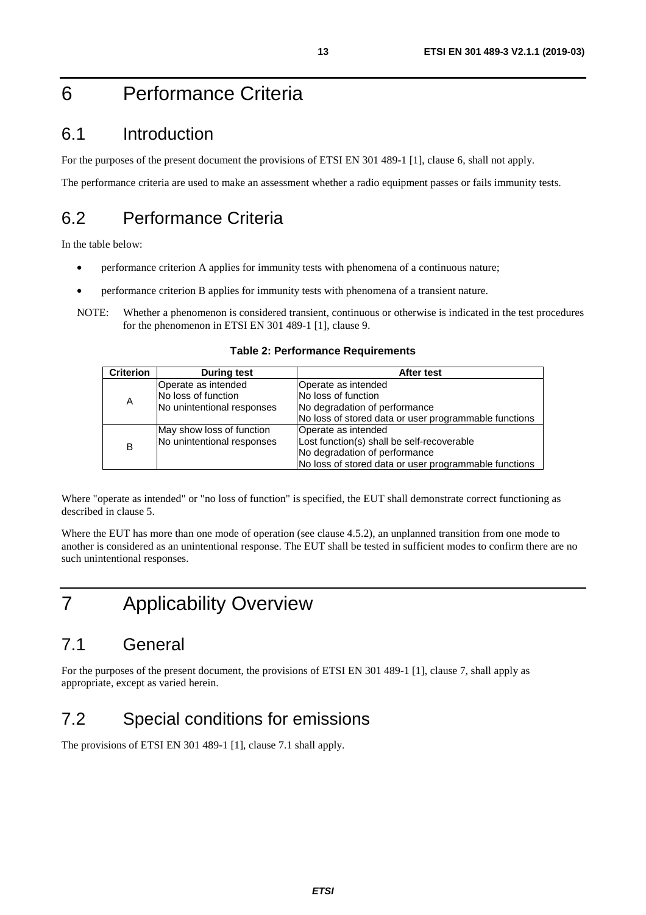# 6 Performance Criteria

## 6.1 Introduction

For the purposes of the present document the provisions of ETSI EN 301 489-1 [1], clause 6, shall not apply.

The performance criteria are used to make an assessment whether a radio equipment passes or fails immunity tests.

## 6.2 Performance Criteria

In the table below:

- performance criterion A applies for immunity tests with phenomena of a continuous nature;
- performance criterion B applies for immunity tests with phenomena of a transient nature.

NOTE: Whether a phenomenon is considered transient, continuous or otherwise is indicated in the test procedures for the phenomenon in ETSI EN 301 489-1 [1], clause 9.

**Table 2: Performance Requirements**

| Criterion | During test | After test |
|---|---|---|
| A | Operate as intended<br>No loss of function<br>No unintentional responses | Operate as intended<br>No loss of function<br>No degradation of performance<br>No loss of stored data or user programmable functions |
| B | May show loss of function<br>No unintentional responses | Operate as intended<br>Lost function(s) shall be self-recoverable<br>No degradation of performance<br>No loss of stored data or user programmable functions |

Where "operate as intended" or "no loss of function" is specified, the EUT shall demonstrate correct functioning as described in clause 5.

Where the EUT has more than one mode of operation (see clause 4.5.2), an unplanned transition from one mode to another is considered as an unintentional response. The EUT shall be tested in sufficient modes to confirm there are no such unintentional responses.

# 7 Applicability Overview

## 7.1 General

For the purposes of the present document, the provisions of ETSI EN 301 489-1 [1], clause 7, shall apply as appropriate, except as varied herein.

## 7.2 Special conditions for emissions

The provisions of ETSI EN 301 489-1 [1], clause 7.1 shall apply.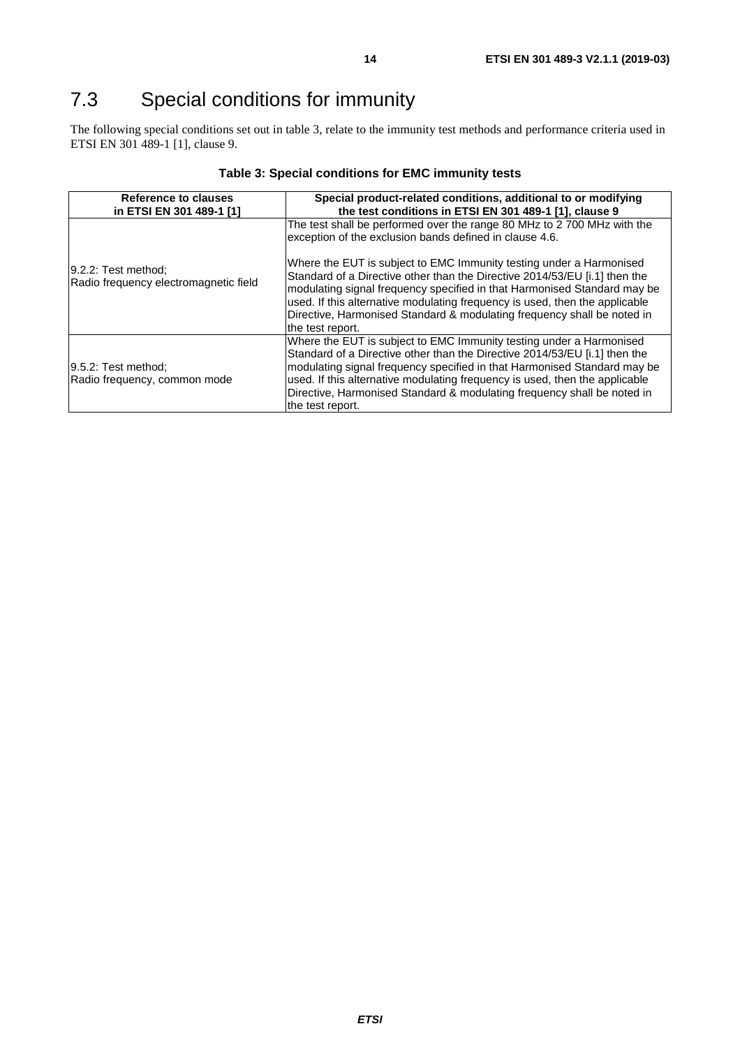## 7.3 Special conditions for immunity

The following special conditions set out in table 3, relate to the immunity test methods and performance criteria used in ETSI EN 301 489-1 [1], clause 9.

**Table 3: Special conditions for EMC immunity tests**

| Reference to clauses in ETSI EN 301 489-1 [1] | Special product-related conditions, additional to or modifying the test conditions in ETSI EN 301 489-1 [1], clause 9 |
|---|---|
| 9.2.2: Test method; Radio frequency electromagnetic field | The test shall be performed over the range 80 MHz to 2 700 MHz with the exception of the exclusion bands defined in clause 4.6. <br><br> Where the EUT is subject to EMC Immunity testing under a Harmonised Standard of a Directive other than the Directive 2014/53/EU [i.1] then the modulating signal frequency specified in that Harmonised Standard may be used. If this alternative modulating frequency is used, then the applicable Directive, Harmonised Standard & modulating frequency shall be noted in the test report. |
| 9.5.2: Test method; Radio frequency, common mode | Where the EUT is subject to EMC Immunity testing under a Harmonised Standard of a Directive other than the Directive 2014/53/EU [i.1] then the modulating signal frequency specified in that Harmonised Standard may be used. If this alternative modulating frequency is used, then the applicable Directive, Harmonised Standard & modulating frequency shall be noted in the test report. |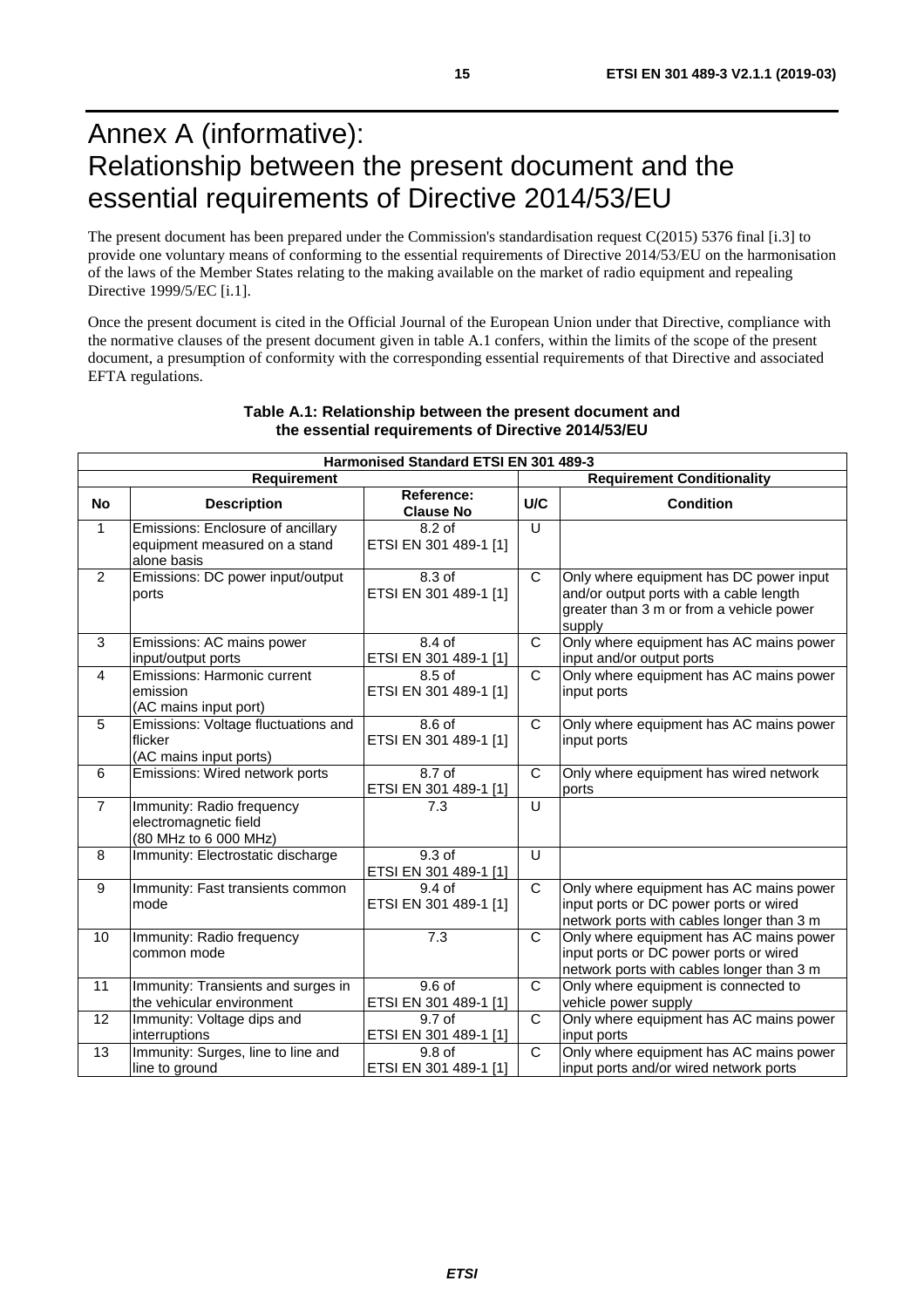# Annex A (informative): Relationship between the present document and the essential requirements of Directive 2014/53/EU

The present document has been prepared under the Commission's standardisation request C(2015) 5376 final [i.3] to provide one voluntary means of conforming to the essential requirements of Directive 2014/53/EU on the harmonisation of the laws of the Member States relating to the making available on the market of radio equipment and repealing Directive 1999/5/EC [i.1].

Once the present document is cited in the Official Journal of the European Union under that Directive, compliance with the normative clauses of the present document given in table A.1 confers, within the limits of the scope of the present document, a presumption of conformity with the corresponding essential requirements of that Directive and associated EFTA regulations.

**Table A.1: Relationship between the present document and the essential requirements of Directive 2014/53/EU**

| Harmonised Standard ETSI EN 301 489-3 | | | | |
|---|---|---|---|---|
| **Requirement** | | | **Requirement Conditionality** | |
| **No** | **Description** | **Reference: Clause No** | **U/C** | **Condition** |
| 1 | Emissions: Enclosure of ancillary equipment measured on a stand alone basis | 8.2 of ETSI EN 301 489-1 [1] | U | |
| 2 | Emissions: DC power input/output ports | 8.3 of ETSI EN 301 489-1 [1] | C | Only where equipment has DC power input and/or output ports with a cable length greater than 3 m or from a vehicle power supply |
| 3 | Emissions: AC mains power input/output ports | 8.4 of ETSI EN 301 489-1 [1] | C | Only where equipment has AC mains power input and/or output ports |
| 4 | Emissions: Harmonic current emission (AC mains input port) | 8.5 of ETSI EN 301 489-1 [1] | C | Only where equipment has AC mains power input ports |
| 5 | Emissions: Voltage fluctuations and flicker (AC mains input ports) | 8.6 of ETSI EN 301 489-1 [1] | C | Only where equipment has AC mains power input ports |
| 6 | Emissions: Wired network ports | 8.7 of ETSI EN 301 489-1 [1] | C | Only where equipment has wired network ports |
| 7 | Immunity: Radio frequency electromagnetic field (80 MHz to 6 000 MHz) | 7.3 | U | |
| 8 | Immunity: Electrostatic discharge | 9.3 of ETSI EN 301 489-1 [1] | U | |
| 9 | Immunity: Fast transients common mode | 9.4 of ETSI EN 301 489-1 [1] | C | Only where equipment has AC mains power input ports or DC power ports or wired network ports with cables longer than 3 m |
| 10 | Immunity: Radio frequency common mode | 7.3 | C | Only where equipment has AC mains power input ports or DC power ports or wired network ports with cables longer than 3 m |
| 11 | Immunity: Transients and surges in the vehicular environment | 9.6 of ETSI EN 301 489-1 [1] | C | Only where equipment is connected to vehicle power supply |
| 12 | Immunity: Voltage dips and interruptions | 9.7 of ETSI EN 301 489-1 [1] | C | Only where equipment has AC mains power input ports |
| 13 | Immunity: Surges, line to line and line to ground | 9.8 of ETSI EN 301 489-1 [1] | C | Only where equipment has AC mains power input ports and/or wired network ports |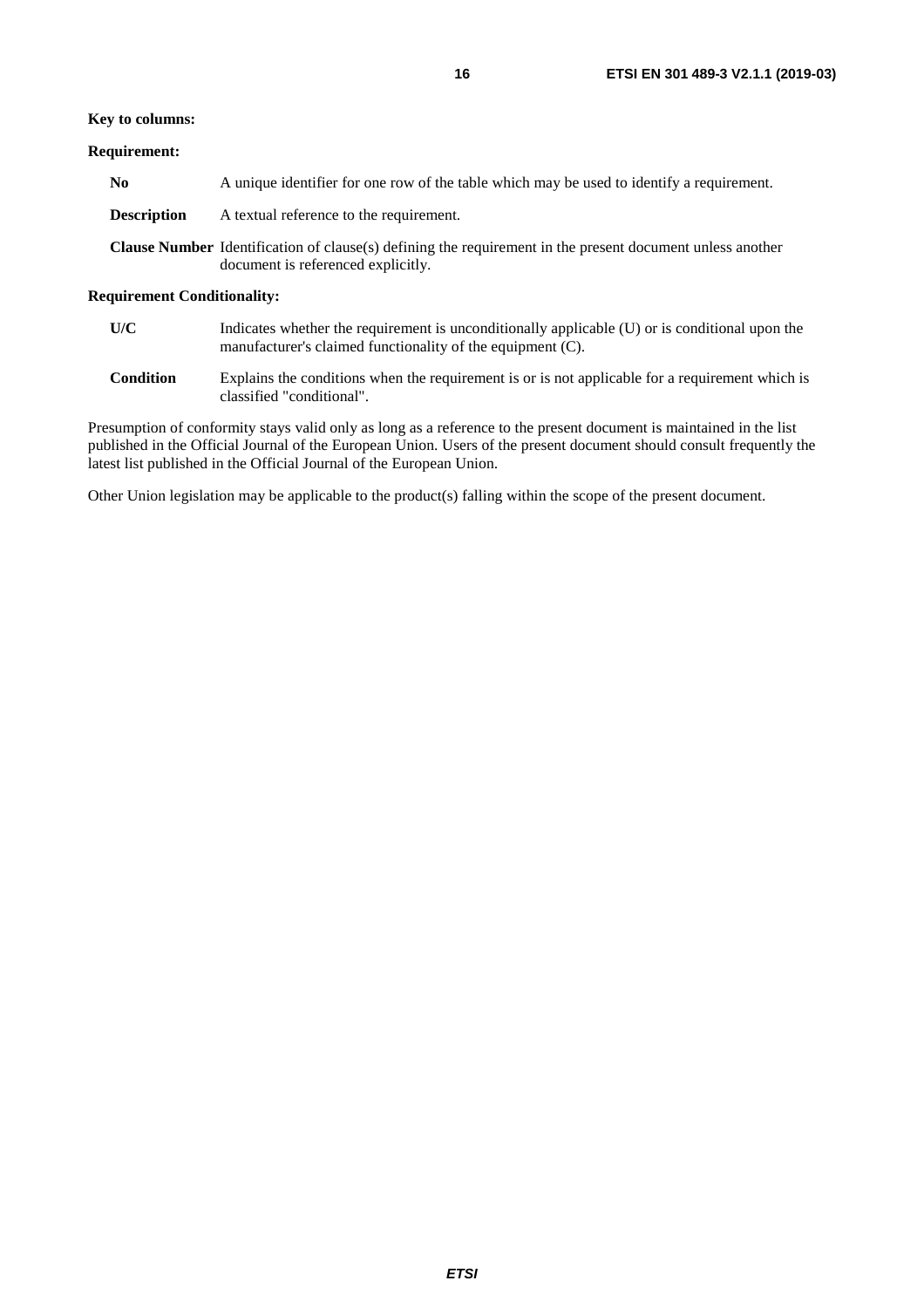**Key to columns:**

**Requirement:**

**No** A unique identifier for one row of the table which may be used to identify a requirement.

**Description** A textual reference to the requirement.

**Clause Number** Identification of clause(s) defining the requirement in the present document unless another document is referenced explicitly.

**Requirement Conditionality:**

**U/C** Indicates whether the requirement is unconditionally applicable (U) or is conditional upon the manufacturer's claimed functionality of the equipment (C).

**Condition** Explains the conditions when the requirement is or is not applicable for a requirement which is classified "conditional".

Presumption of conformity stays valid only as long as a reference to the present document is maintained in the list published in the Official Journal of the European Union. Users of the present document should consult frequently the latest list published in the Official Journal of the European Union.

Other Union legislation may be applicable to the product(s) falling within the scope of the present document.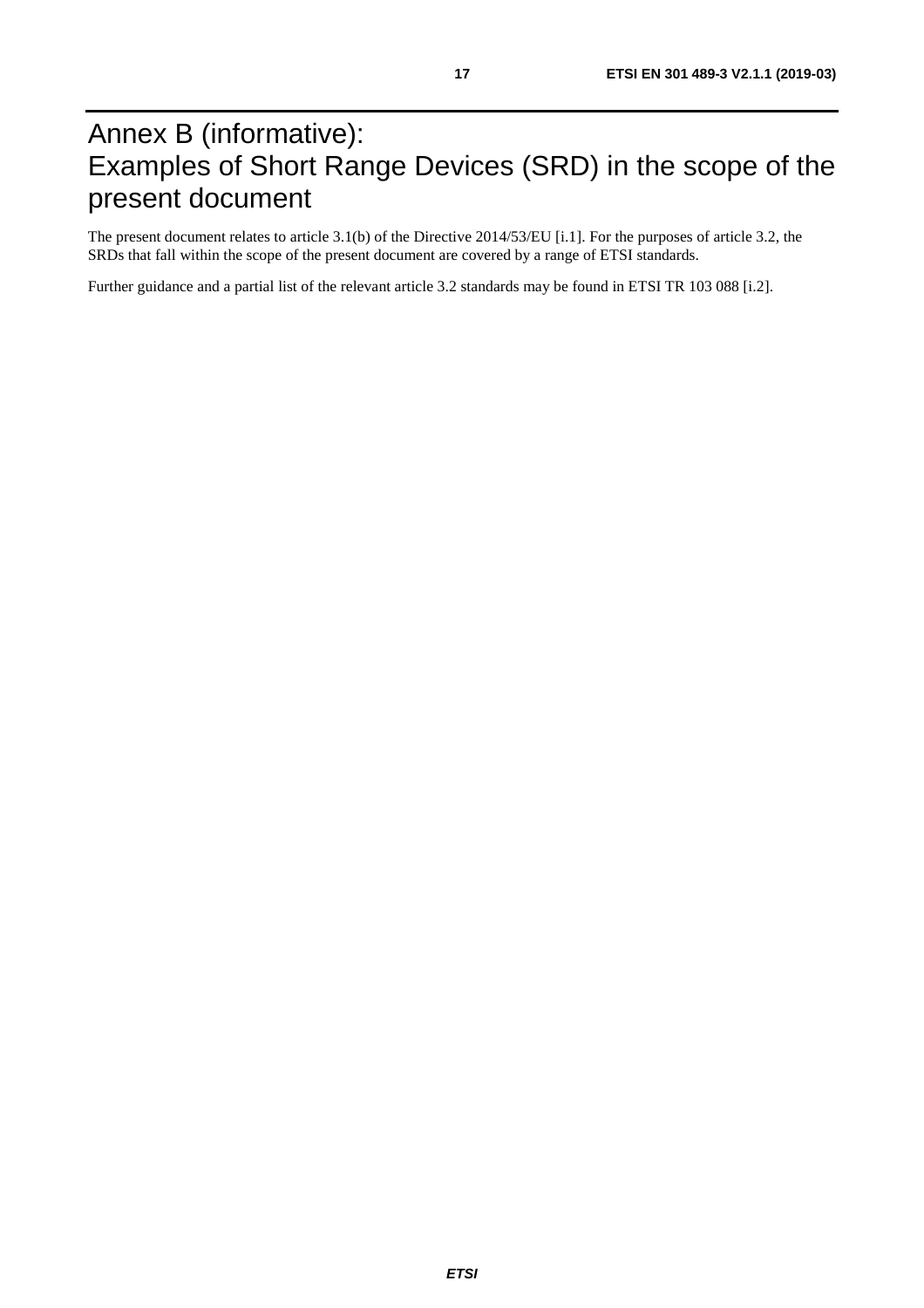# Annex B (informative): Examples of Short Range Devices (SRD) in the scope of the present document

The present document relates to article 3.1(b) of the Directive 2014/53/EU [i.1]. For the purposes of article 3.2, the SRDs that fall within the scope of the present document are covered by a range of ETSI standards.

Further guidance and a partial list of the relevant article 3.2 standards may be found in ETSI TR 103 088 [i.2].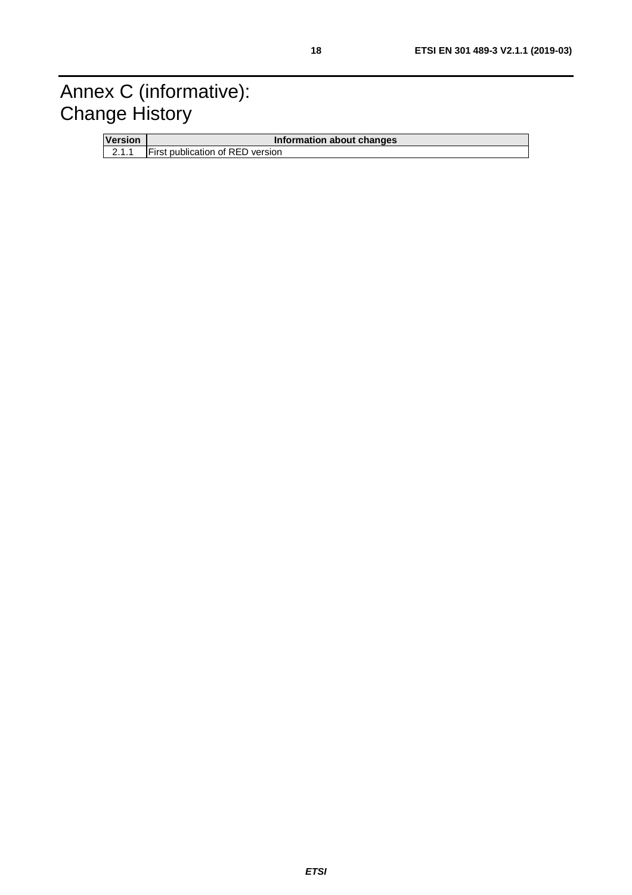# Annex C (informative): Change History

| Version | Information about changes |
|---|---|
| 2.1.1 | First publication of RED version |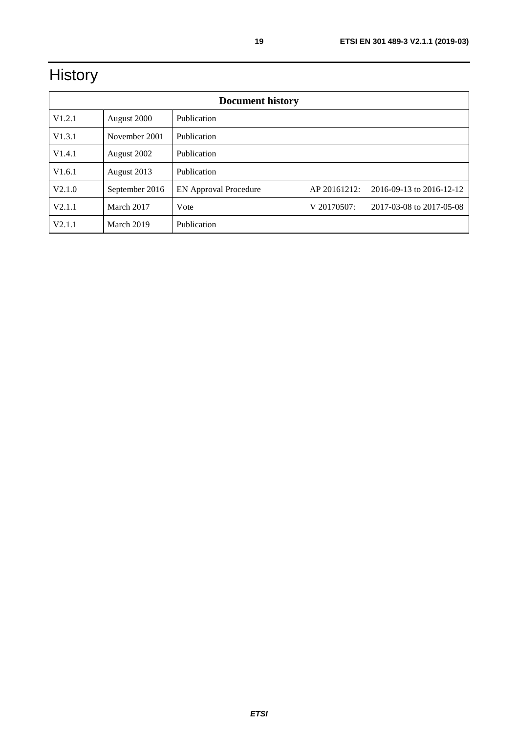# History

| Document history | | | | |
|---|---|---|---|---|
| V1.2.1 | August 2000 | Publication | | |
| V1.3.1 | November 2001 | Publication | | |
| V1.4.1 | August 2002 | Publication | | |
| V1.6.1 | August 2013 | Publication | | |
| V2.1.0 | September 2016 | EN Approval Procedure | AP 20161212: | 2016-09-13 to 2016-12-12 |
| V2.1.1 | March 2017 | Vote | V 20170507: | 2017-03-08 to 2017-05-08 |
| V2.1.1 | March 2019 | Publication | | |